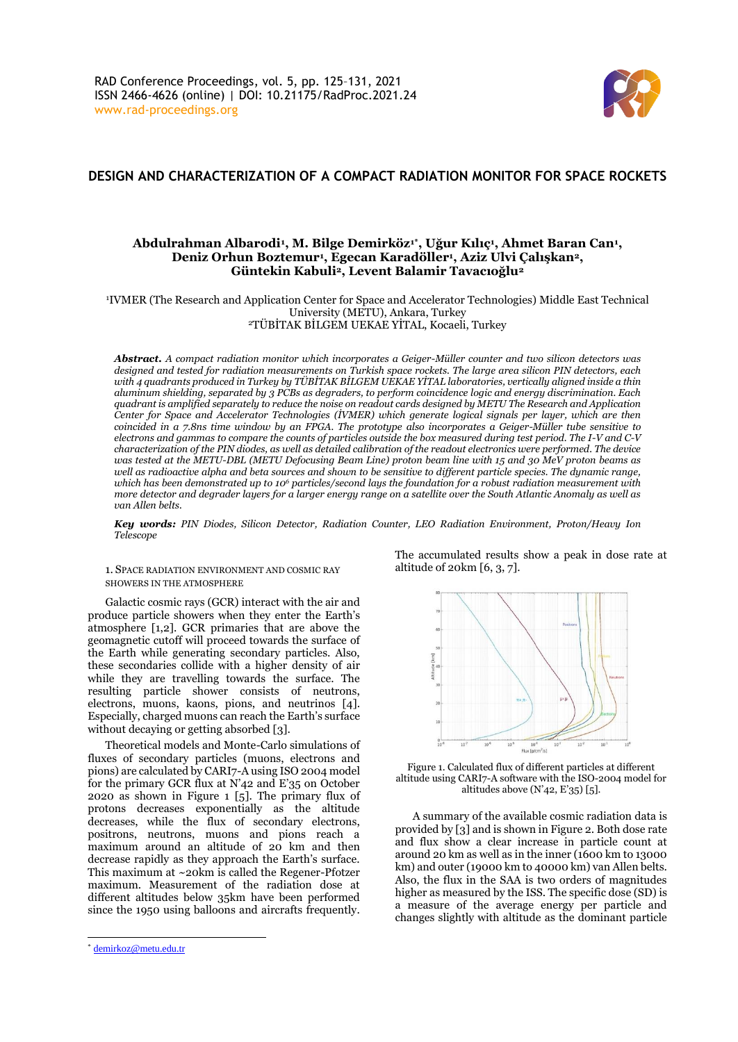# DESIGN AND CHARACTERIZATION OF A COMPACT RADIATION MONITOR FOR SPACE ROCKETS

**Abdulrahman Albarodi[1], M. Bilge Demirköz[1*], Uğur Kılıç[1], Ahmet Baran Can[1], Deniz Orhun Boztemur[1], Egecan Karadöller[1], Aziz Ulvi Çalışkan[2], Güntekin Kabuli[2], Levent Balamir Tavacıoğlu[2]**

[1]IVMER (The Research and Application Center for Space and Accelerator Technologies) Middle East Technical University (METU), Ankara, Turkey
[2]TÜBİTAK BİLGEM UEKAE YİTAL, Kocaeli, Turkey

***Abstract.*** *A compact radiation monitor which incorporates a Geiger-Müller counter and two silicon detectors was designed and tested for radiation measurements on Turkish space rockets. The large area silicon PIN detectors, each with 4 quadrants produced in Turkey by TÜBİTAK BİLGEM UEKAE YİTAL laboratories, vertically aligned inside a thin aluminum shielding, separated by 3 PCBs as degraders, to perform coincidence logic and energy discrimination. Each quadrant is amplified separately to reduce the noise on readout cards designed by METU The Research and Application Center for Space and Accelerator Technologies (İVMER) which generate logical signals per layer, which are then coincided in a 7.8ns time window by an FPGA. The prototype also incorporates a Geiger-Müller tube sensitive to electrons and gammas to compare the counts of particles outside the box measured during test period. The I-V and C-V characterization of the PIN diodes, as well as detailed calibration of the readout electronics were performed. The device was tested at the METU-DBL (METU Defocusing Beam Line) proton beam line with 15 and 30 MeV proton beams as well as radioactive alpha and beta sources and shown to be sensitive to different particle species. The dynamic range, which has been demonstrated up to $10^6$ particles/second lays the foundation for a robust radiation measurement with more detector and degrader layers for a larger energy range on a satellite over the South Atlantic Anomaly as well as van Allen belts.*

***Key words:*** *PIN Diodes, Silicon Detector, Radiation Counter, LEO Radiation Environment, Proton/Heavy Ion Telescope*

## 1. Space Radiation Environment and Cosmic Ray Showers in the Atmosphere

Galactic cosmic rays (GCR) interact with the air and produce particle showers when they enter the Earth's atmosphere [1,2]. GCR primaries that are above the geomagnetic cutoff will proceed towards the surface of the Earth while generating secondary particles. Also, these secondaries collide with a higher density of air while they are travelling towards the surface. The resulting particle shower consists of neutrons, electrons, muons, kaons, pions, and neutrinos [4]. Especially, charged muons can reach the Earth's surface without decaying or getting absorbed [3].

Theoretical models and Monte-Carlo simulations of fluxes of secondary particles (muons, electrons and pions) are calculated by CARI7-A using ISO 2004 model for the primary GCR flux at N'42 and E'35 on October 2020 as shown in Figure 1 [5]. The primary flux of protons decreases exponentially as the altitude decreases, while the flux of secondary electrons, positrons, neutrons, muons and pions reach a maximum around an altitude of 20 km and then decrease rapidly as they approach the Earth's surface. This maximum at ~20km is called the Regener-Pfotzer maximum. Measurement of the radiation dose at different altitudes below 35km have been performed since the 1950 using balloons and aircrafts frequently. The accumulated results show a peak in dose rate at altitude of 20km [6, 3, 7].

Figure 1. Calculated flux of different particles at different altitude using CARI7-A software with the ISO-2004 model for altitudes above (N'42, E'35) [5].

A summary of the available cosmic radiation data is provided by [3] and is shown in Figure 2. Both dose rate and flux show a clear increase in particle count at around 20 km as well as in the inner (1600 km to 13000 km) and outer (19000 km to 40000 km) van Allen belts. Also, the flux in the SAA is two orders of magnitudes higher as measured by the ISS. The specific dose (SD) is a measure of the average energy per particle and changes slightly with altitude as the dominant particle

* demirkoz@metu.edu.tr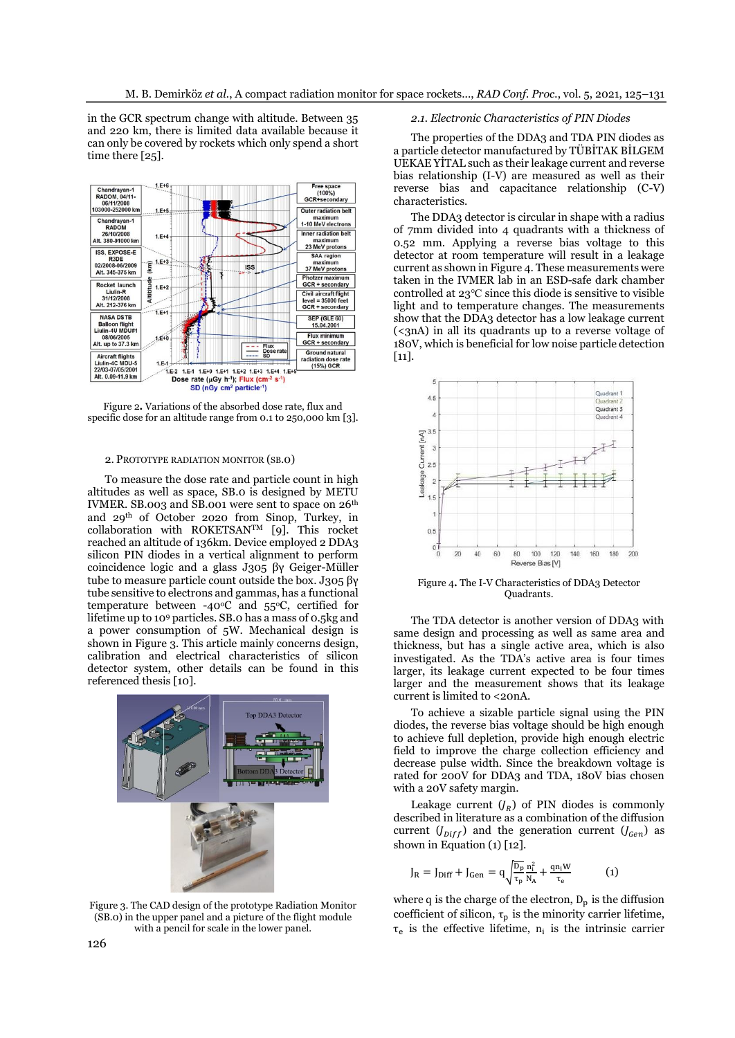in the GCR spectrum change with altitude. Between 35 and 220 km, there is limited data available because it can only be covered by rockets which only spend a short time there [25].

Figure 2. Variations of the absorbed dose rate, flux and specific dose for an altitude range from 0.1 to 250,000 km [3].

## 2. PROTOTYPE RADIATION MONITOR (SB.0)

To measure the dose rate and particle count in high altitudes as well as space, SB.0 is designed by METU IVMER. SB.003 and SB.001 were sent to space on 26th and 29th of October 2020 from Sinop, Turkey, in collaboration with ROKETSAN™ [9]. This rocket reached an altitude of 136km. Device employed 2 DDA3 silicon PIN diodes in a vertical alignment to perform coincidence logic and a J305 βγ Geiger-Müller tube to measure particle count outside the box. J305 βγ tube sensitive to electrons and gammas, has a functional temperature between -40°C and 55°C, certified for lifetime up to $10^9$ particles. SB.0 has a mass of 0.5kg and a power consumption of 5W. Mechanical design is shown in Figure 3. This article mainly concerns design, calibration and electrical characteristics of silicon detector system, other details can be found in this referenced thesis [10].

Figure 3. The CAD design of the prototype Radiation Monitor (SB.0) in the upper panel and a picture of the flight module with a pencil for scale in the lower panel.

### *2.1. Electronic Characteristics of PIN Diodes*

The properties of the DDA3 and TDA PIN diodes as a particle detector manufactured by TÜBİTAK BİLGEM UEKAE YİTAL such as their leakage current and reverse bias relationship (I-V) are measured as well as their reverse bias and capacitance relationship (C-V) characteristics.

The DDA3 detector is circular in shape with a radius of 7mm divided into 4 quadrants with a thickness of 0.52 mm. Applying a reverse bias voltage to this detector at room temperature will result in a leakage current as shown in Figure 4. These measurements were taken in the IVMER lab in an ESD-safe dark chamber controlled at 23°C since this diode is sensitive to visible light and to temperature changes. The measurements show that the DDA3 detector has a low leakage current (<3nA) in all its quadrants up to a reverse voltage of 180V, which is beneficial for low noise particle detection [11].

Figure 4. The I-V Characteristics of DDA3 Detector Quadrants.

The TDA detector is another version of DDA3 with same design and processing as well as same area and thickness, but has a single active area, which is also investigated. As the TDA's active area is four times larger, its leakage current expected to be four times larger and the measurement shows that its leakage current is limited to <20nA.

To achieve a sizable particle signal using the PIN diodes, the reverse bias voltage should be high enough to achieve full depletion, provide high enough electric field to improve the charge collection efficiency and decrease pulse width. Since the breakdown voltage is rated for 200V for DDA3 and TDA, 180V bias chosen with a 20V safety margin.

Leakage current ($J_R$) of PIN diodes is commonly described in literature as a combination of the diffusion current ($J_{Diff}$) and the generation current ($J_{Gen}$) as shown in Equation (1) [12].

$$J_R = J_{Diff} + J_{Gen} = q\sqrt{\frac{D_p}{\tau_p}}\frac{n_i^2}{N_A} + \frac{qn_iW}{\tau_e} \qquad (1)$$

where q is the charge of the electron, $D_p$ is the diffusion coefficient of silicon, $\tau_p$ is the minority carrier lifetime, $\tau_e$ is the effective lifetime, $n_i$ is the intrinsic carrier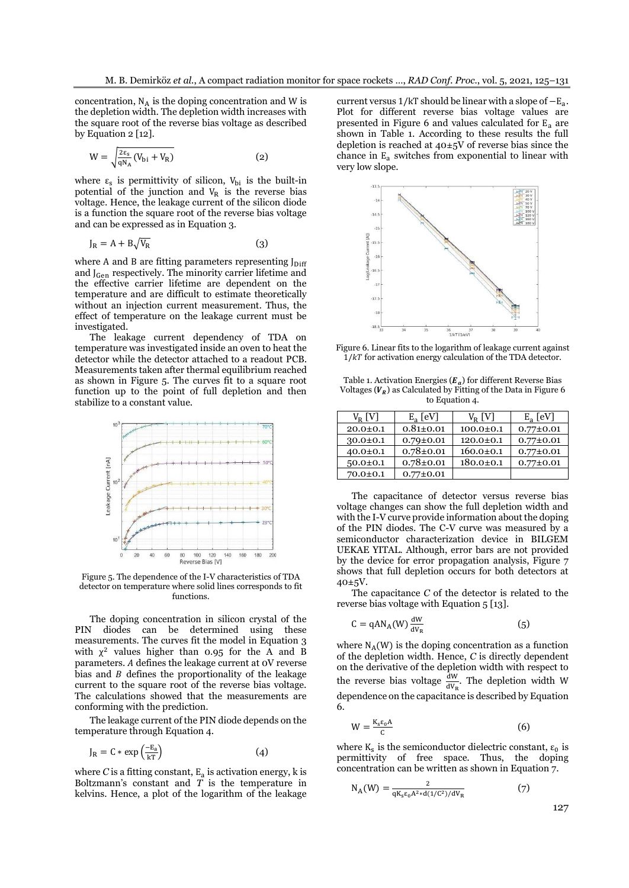concentration, $N_A$ is the doping concentration and W is the depletion width. The depletion width increases with the square root of the reverse bias voltage as described by Equation 2 [12].

$$W = \sqrt{\frac{2\varepsilon_s}{qN_A}(V_{bi} + V_R)} \tag{2}$$

where $\varepsilon_s$ is permittivity of silicon, $V_{bi}$ is the built-in potential of the junction and $V_R$ is the reverse bias voltage. Hence, the leakage current of the silicon diode is a function the square root of the reverse bias voltage and can be expressed as in Equation 3.

$$J_R = A + B\sqrt{V_R} \tag{3}$$

where A and B are fitting parameters representing $J_{Diff}$ and $J_{Gen}$ respectively. The minority carrier lifetime and the effective carrier lifetime are dependent on the temperature and are difficult to estimate theoretically without an injection current measurement. Thus, the effect of temperature on the leakage current must be investigated.

The leakage current dependency of TDA on temperature was investigated inside an oven to heat the detector while the detector attached to a readout PCB. Measurements taken after thermal equilibrium reached as shown in Figure 5. The curves fit to a square root function up to the point of full depletion and then stabilize to a constant value.

Figure 5. The dependence of the I-V characteristics of TDA detector on temperature where solid lines corresponds to fit functions.

The doping concentration in silicon crystal of the PIN diodes can be determined using these measurements. The curves fit the model in Equation 3 with $\chi^2$ values higher than 0.95 for the A and B parameters. *A* defines the leakage current at 0V reverse bias and *B* defines the proportionality of the leakage current to the square root of the reverse bias voltage. The calculations showed that the measurements are conforming with the prediction.

The leakage current of the PIN diode depends on the temperature through Equation 4.

$$J_R = C * \exp\left(\frac{-E_a}{kT}\right) \tag{4}$$

where *C* is a fitting constant, $E_a$ is activation energy, k is Boltzmann's constant and *T* is the temperature in kelvins. Hence, a plot of the logarithm of the leakage current versus $1/kT$ should be linear with a slope of $-E_a$. Plot for different reverse bias voltage values are presented in Figure 6 and values calculated for $E_a$ are shown in Table 1. According to these results the full depletion is reached at 40±5V of reverse bias since the chance in $E_a$ switches from exponential to linear with very low slope.

Figure 6. Linear fits to the logarithm of leakage current against $1/kT$ for activation energy calculation of the TDA detector.

Table 1. Activation Energies ($\boldsymbol{E_a}$) for different Reverse Bias Voltages ($\boldsymbol{V_R}$) as Calculated by Fitting of the Data in Figure 6 to Equation 4.

| $V_R$ [V] | $E_a$ [eV] | $V_R$ [V] | $E_a$ [eV] |
|---|---|---|---|
| 20.0±0.1 | 0.81±0.01 | 100.0±0.1 | 0.77±0.01 |
| 30.0±0.1 | 0.79±0.01 | 120.0±0.1 | 0.77±0.01 |
| 40.0±0.1 | 0.78±0.01 | 160.0±0.1 | 0.77±0.01 |
| 50.0±0.1 | 0.78±0.01 | 180.0±0.1 | 0.77±0.01 |
| 70.0±0.1 | 0.77±0.01 | | |

The capacitance of detector versus reverse bias voltage changes can show the full depletion width and with the I-V curve provide information about the doping of the PIN diodes. The C-V curve was measured by a semiconductor characterization device in BILGEM UEKAE YITAL. Although, error bars are not provided by the device for error propagation analysis, Figure 7 shows that full depletion occurs for both detectors at 40±5V.

The capacitance *C* of the detector is related to the reverse bias voltage with Equation 5 [13].

$$C = qAN_A(W)\frac{dW}{dV_R} \tag{5}$$

where $N_A(W)$ is the doping concentration as a function of the depletion width. Hence, *C* is directly dependent on the derivative of the depletion width with respect to the reverse bias voltage $\frac{dW}{dV_R}$. The depletion width W dependence on the capacitance is described by Equation 6.

$$W = \frac{K_s\varepsilon_0 A}{C} \tag{6}$$

where $K_s$ is the semiconductor dielectric constant, $\varepsilon_0$ is permittivity of free space. Thus, the doping concentration can be written as shown in Equation 7.

$$N_A(W) = \frac{2}{qK_s\varepsilon_0 A^2 * d(1/C^2)/dV_R} \tag{7}$$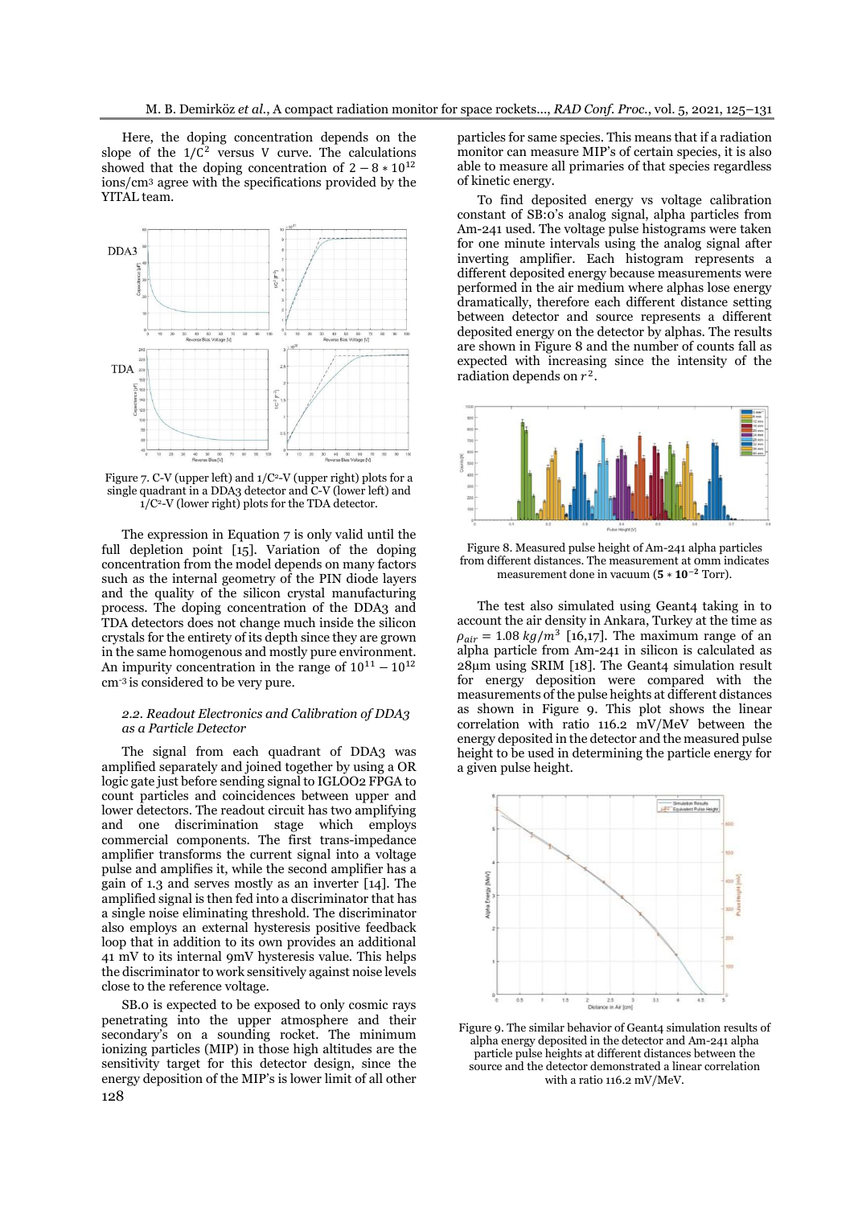Here, the doping concentration depends on the slope of the $1/C^2$ versus V curve. The calculations showed that the doping concentration of $2-8*10^{12}$ ions/cm$^3$ agree with the specifications provided by the YITAL team.

Figure 7. C-V (upper left) and 1/C²-V (upper right) plots for a single quadrant in a DDA3 detector and C-V (lower left) and 1/C²-V (lower right) plots for the TDA detector.

The expression in Equation 7 is only valid until the full depletion point [15]. Variation of the doping concentration from the model depends on many factors such as the internal geometry of the PIN diode layers and the quality of the silicon crystal manufacturing process. The doping concentration of the DDA3 and TDA detectors does not change much inside the silicon crystals for the entirety of its depth since they are grown in the same homogenous and mostly pure environment. An impurity concentration in the range of $10^{11}-10^{12}$ cm$^{-3}$ is considered to be very pure.

### 2.2. Readout Electronics and Calibration of DDA3 as a Particle Detector

The signal from each quadrant of DDA3 was amplified separately and joined together by using a OR logic gate just before sending signal to IGLOO2 FPGA to count particles and coincidences between upper and lower detectors. The readout circuit has two amplifying and one discrimination stage which employs commercial components. The first trans-impedance amplifier transforms the current signal into a voltage pulse and amplifies it, while the second amplifier has a gain of 1.3 and serves mostly as an inverter [14]. The amplified signal is then fed into a discriminator that has a single noise eliminating threshold. The discriminator also employs an external hysteresis positive feedback loop that in addition to its own provides an additional 41 mV to its internal 9mV hysteresis value. This helps the discriminator to work sensitively against noise levels close to the reference voltage.

SB.0 is expected to be exposed to only cosmic rays penetrating into the upper atmosphere and their secondary's on a sounding rocket. The minimum ionizing particles (MIP) in those high altitudes are the sensitivity target for this detector design, since the energy deposition of the MIP's is lower limit of all other particles for same species. This means that if a radiation monitor can measure MIP's of certain species, it is also able to measure all primaries of that species regardless of kinetic energy.

To find deposited energy vs voltage calibration constant of SB:0's analog signal, alpha particles from Am-241 used. The voltage pulse histograms were taken for one minute intervals using the analog signal after inverting amplifier. Each histogram represents a different deposited energy because measurements were performed in the air medium where alphas lose energy dramatically, therefore each different distance setting between detector and source represents a different deposited energy on the detector by alphas. The results are shown in Figure 8 and the number of counts fall as expected with increasing since the intensity of the radiation depends on $r^2$.

Figure 8. Measured pulse height of Am-241 alpha particles from different distances. The measurement at 0mm indicates measurement done in vacuum ($5*10^{-2}$ Torr).

The test also simulated using Geant4 taking in to account the air density in Ankara, Turkey at the time as $\rho_{air} = 1.08\ kg/m^3$ [16,17]. The maximum range of an alpha particle from Am-241 in silicon is calculated as 28μm using SRIM [18]. The Geant4 simulation result for energy deposition were compared with the measurements of the pulse heights at different distances as shown in Figure 9. This plot shows the linear correlation with ratio 116.2 mV/MeV between the energy deposited in the detector and the measured pulse height to be used in determining the particle energy for a given pulse height.

Figure 9. The similar behavior of Geant4 simulation results of alpha energy deposited in the detector and Am-241 alpha particle pulse heights at different distances between the source and the detector demonstrated a linear correlation with a ratio 116.2 mV/MeV.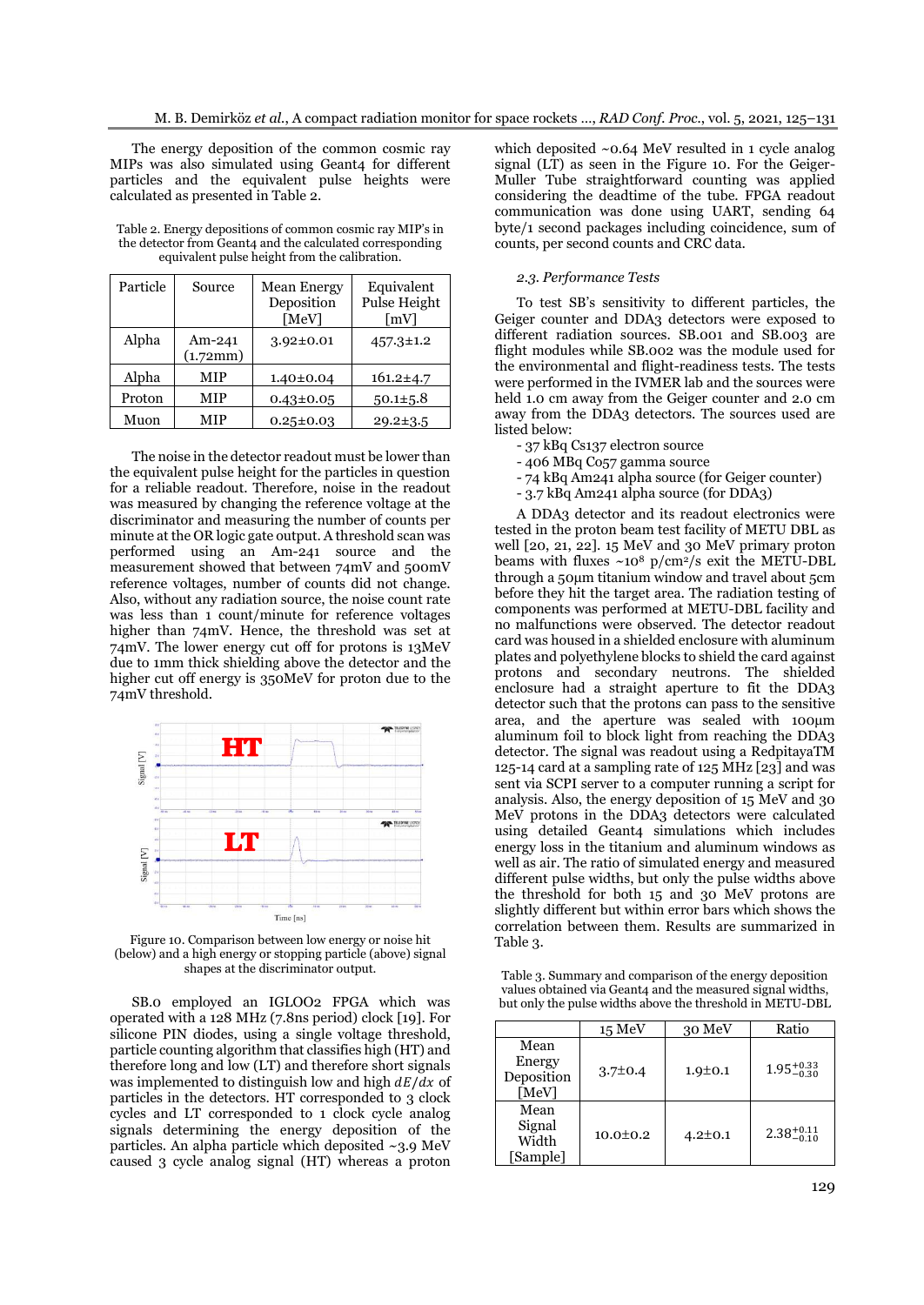The energy deposition of the common cosmic ray MIPs was also simulated using Geant4 for different particles and the equivalent pulse heights were calculated as presented in Table 2.

Table 2. Energy depositions of common cosmic ray MIP's in the detector from Geant4 and the calculated corresponding equivalent pulse height from the calibration.

| Particle | Source | Mean Energy Deposition [MeV] | Equivalent Pulse Height [mV] |
|---|---|---|---|
| Alpha | Am-241 (1.72mm) | 3.92±0.01 | 457.3±1.2 |
| Alpha | MIP | 1.40±0.04 | 161.2±4.7 |
| Proton | MIP | 0.43±0.05 | 50.1±5.8 |
| Muon | MIP | 0.25±0.03 | 29.2±3.5 |

The noise in the detector readout must be lower than the equivalent pulse height for the particles in question for a reliable readout. Therefore, noise in the readout was measured by changing the reference voltage at the discriminator and measuring the number of counts per minute at the OR logic gate output. A threshold scan was performed using an Am-241 source and the measurement showed that between 74mV and 500mV reference voltages, number of counts did not change. Also, without any radiation source, the noise count rate was less than 1 count/minute for reference voltages higher than 74mV. Hence, the threshold was set at 74mV. The lower energy cut off for protons is 13MeV due to 1mm thick shielding above the detector and the higher cut off energy is 350MeV for proton due to the 74mV threshold.

Figure 10. Comparison between low energy or noise hit (below) and a high energy or stopping particle (above) signal shapes at the discriminator output.

SB.0 employed an IGLOO2 FPGA which was operated with a 128 MHz (7.8ns period) clock [19]. For silicone PIN diodes, using a single voltage threshold, particle counting algorithm that classifies high (HT) and therefore long and low (LT) and therefore short signals was implemented to distinguish low and high $dE/dx$ of particles in the detectors. HT corresponded to 3 clock cycles and LT corresponded to 1 clock cycle analog signals determining the energy deposition of the particles. An alpha particle which deposited ~3.9 MeV caused 3 cycle analog signal (HT) whereas a proton which deposited ~0.64 MeV resulted in 1 cycle analog signal (LT) as seen in the Figure 10. For the Geiger-Muller Tube straightforward counting was applied considering the deadtime of the tube. FPGA readout communication was done using UART, sending 64 byte/1 second packages including coincidence, sum of counts, per second counts and CRC data.

### 2.3. Performance Tests

To test SB's sensitivity to different particles, the Geiger counter and DDA3 detectors were exposed to different radiation sources. SB.001 and SB.003 are flight modules while SB.002 was the module used for the environmental and flight-readiness tests. The tests were performed in the IVMER lab and the sources were held 1.0 cm away from the Geiger counter and 2.0 cm away from the DDA3 detectors. The sources used are listed below:

- 37 kBq Cs137 electron source
- 406 MBq Co57 gamma source
- 74 kBq Am241 alpha source (for Geiger counter)
- 3.7 kBq Am241 alpha source (for DDA3)

A DDA3 detector and its readout electronics were tested in the proton beam test facility of METU DBL as well [20, 21, 22]. 15 MeV and 30 MeV primary proton beams with fluxes ~$10^8$ p/cm$^2$/s exit the METU-DBL through a 50μm titanium window and travel about 5cm before they hit the target area. The radiation testing of components was performed at METU-DBL facility and no malfunctions were observed. The detector readout card was housed in a shielded enclosure with aluminum plates and polyethylene blocks to shield the card against protons and secondary neutrons. The shielded enclosure had a straight aperture to fit the DDA3 detector such that the protons can pass to the sensitive area, and the aperture was sealed with 100μm aluminum foil to block light from reaching the DDA3 detector. The signal was readout using a RedpitayaTM 125-14 card at a sampling rate of 125 MHz [23] and was sent via SCPI server to a computer running a script for analysis. Also, the energy deposition of 15 MeV and 30 MeV protons in the DDA3 detectors were calculated using detailed Geant4 simulations which includes energy loss in the titanium and aluminum windows as well as air. The ratio of simulated energy and measured different pulse widths, but only the pulse widths above the threshold for both 15 and 30 MeV protons are slightly different but within error bars which shows the correlation between them. Results are summarized in Table 3.

Table 3. Summary and comparison of the energy deposition values obtained via Geant4 and the measured signal widths, but only the pulse widths above the threshold in METU-DBL

| | 15 MeV | 30 MeV | Ratio |
|---|---|---|---|
| Mean Energy Deposition [MeV] | 3.7±0.4 | 1.9±0.1 | $1.95^{+0.33}_{-0.30}$ |
| Mean Signal Width [Sample] | 10.0±0.2 | 4.2±0.1 | $2.38^{+0.11}_{-0.10}$ |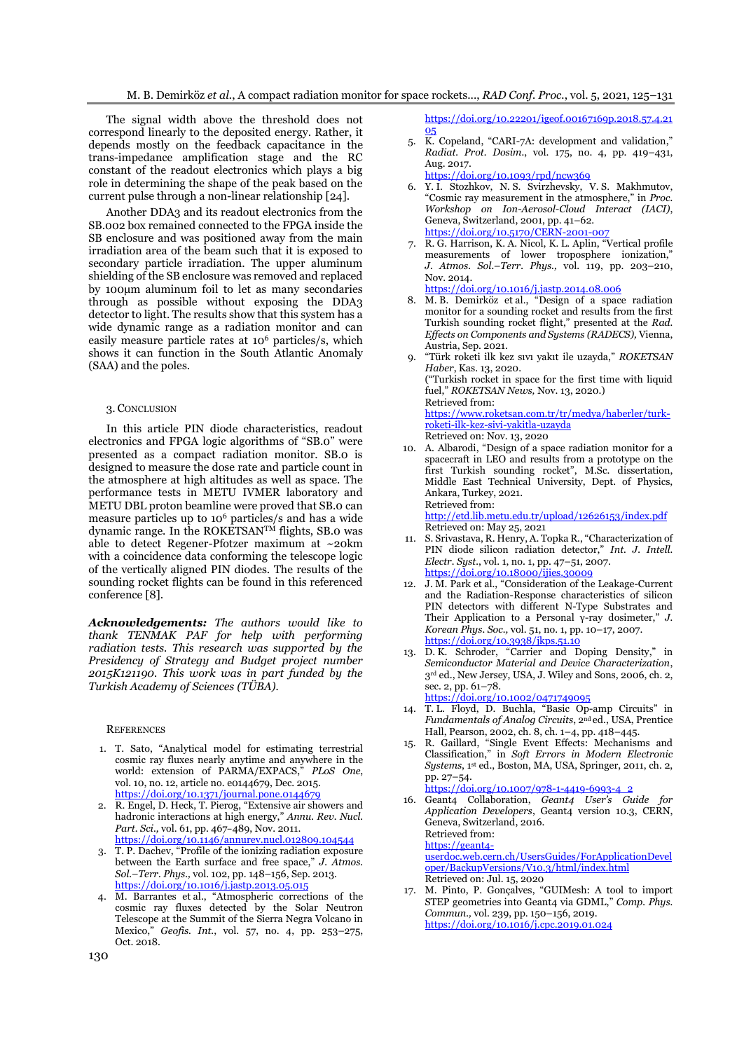The signal width above the threshold does not correspond linearly to the deposited energy. Rather, it depends mostly on the feedback capacitance in the trans-impedance amplification stage and the RC constant of the readout electronics which plays a big role in determining the shape of the peak based on the current pulse through a non-linear relationship [24].

Another DDA3 and its readout electronics from the SB.002 box remained connected to the FPGA inside the SB enclosure and was positioned away from the main irradiation area of the beam such that it is exposed to secondary particle irradiation. The upper aluminum shielding of the SB enclosure was removed and replaced by 100μm aluminum foil to let as many secondaries through as possible without exposing the DDA3 detector to light. The results show that this system has a wide dynamic range as a radiation monitor and can easily measure particle rates at $10^6$ particles/s, which shows it can function in the South Atlantic Anomaly (SAA) and the poles.

## 3. Conclusion

In this article PIN diode characteristics, readout electronics and FPGA logic algorithms of "SB.0" were presented as a compact radiation monitor. SB.0 is designed to measure the dose rate and particle count in the atmosphere at high altitudes as well as space. The performance tests in METU IVMER laboratory and METU DBL proton beamline were proved that SB.0 can measure particles up to $10^6$ particles/s and has a wide dynamic range. In the ROKETSAN™ flights, SB.0 was able to detect Regener-Pfotzer maximum at ~20km with a coincidence data conforming the telescope logic of the vertically aligned PIN diodes. The results of the sounding rocket flights can be found in this referenced conference [8].

***Acknowledgements:*** *The authors would like to thank TENMAK PAF for help with performing radiation tests. This research was supported by the Presidency of Strategy and Budget project number 2015K121190. This work was in part funded by the Turkish Academy of Sciences (TÜBA).*

## References

1. T. Sato, "Analytical model for estimating terrestrial cosmic ray fluxes nearly anytime and anywhere in the world: extension of PARMA/EXPACS," *PLoS One*, vol. 10, no. 12, article no. e0144679, Dec. 2015. https://doi.org/10.1371/journal.pone.0144679
2. R. Engel, D. Heck, T. Pierog, "Extensive air showers and hadronic interactions at high energy," *Annu. Rev. Nucl. Part. Sci.*, vol. 61, pp. 467–489, Nov. 2011. https://doi.org/10.1146/annurev.nucl.012809.104544
3. T. P. Dachev, "Profile of the ionizing radiation exposure between the Earth surface and free space," *J. Atmos. Sol.–Terr. Phys.*, vol. 102, pp. 148–156, Sep. 2013. https://doi.org/10.1016/j.jastp.2013.05.015
4. M. Barrantes et al., "Atmospheric corrections of the cosmic ray fluxes detected by the Solar Neutron Telescope at the Summit of the Sierra Negra Volcano in Mexico," *Geofis. Int.*, vol. 57, no. 4, pp. 253–275, Oct. 2018. https://doi.org/10.22201/igeof.00167169p.2018.57.4.2105
5. K. Copeland, "CARI-7A: development and validation," *Radiat. Prot. Dosim.*, vol. 175, no. 4, pp. 419–431, Aug. 2017. https://doi.org/10.1093/rpd/ncw369
6. Y. I. Stozhkov, N. S. Svirzhevsky, V. S. Makhmutov, "Cosmic ray measurement in the atmosphere," in *Proc. Workshop on Ion-Aerosol-Cloud Interact (IACI)*, Geneva, Switzerland, 2001, pp. 41–62. https://doi.org/10.5170/CERN-2001-007
7. R. G. Harrison, K. A. Nicol, K. L. Aplin, "Vertical profile measurements of lower troposphere ionization," *J. Atmos. Sol.–Terr. Phys.*, vol. 119, pp. 203–210, Nov. 2014. https://doi.org/10.1016/j.jastp.2014.08.006
8. M. B. Demirköz et al., "Design of a space radiation monitor for a sounding rocket and results from the first Turkish sounding rocket flight," presented at the *Rad. Effects on Components and Systems (RADECS)*, Vienna, Austria, Sep. 2021.
9. "Türk roketi ilk kez sıvı yakıt ile uzayda," *ROKETSAN Haber*, Kas. 13, 2020. ("Turkish rocket in space for the first time with liquid fuel," *ROKETSAN News*, Nov. 13, 2020.) Retrieved from: https://www.roketsan.com.tr/tr/medya/haberler/turk-roketi-ilk-kez-sivi-yakitla-uzayda Retrieved on: Nov. 13, 2020
10. A. Albarodi, "Design of a space radiation monitor for a spacecraft in LEO and results from a prototype on the first Turkish sounding rocket", M.Sc. dissertation, Middle East Technical University, Dept. of Physics, Ankara, Turkey, 2021. Retrieved from: http://etd.lib.metu.edu.tr/upload/12626153/index.pdf Retrieved on: May 25, 2021
11. S. Srivastava, R. Henry, A. Topka R., "Characterization of PIN diode silicon radiation detector," *Int. J. Intell. Electr. Syst.*, vol. 1, no. 1, pp. 47–51, 2007. https://doi.org/10.18000/ijies.30009
12. J. M. Park et al., "Consideration of the Leakage-Current and the Radiation-Response characteristics of silicon PIN detectors with different N-Type Substrates and Their Application to a Personal γ-ray dosimeter," *J. Korean Phys. Soc.*, vol. 51, no. 1, pp. 10–17, 2007. https://doi.org/10.3938/jkps.51.10
13. D. K. Schroder, "Carrier and Doping Density," in *Semiconductor Material and Device Characterization*, 3rd ed., New Jersey, USA, J. Wiley and Sons, 2006, ch. 2, sec. 2, pp. 61–78. https://doi.org/10.1002/0471749095
14. T. L. Floyd, D. Buchla, "Basic Op-amp Circuits" in *Fundamentals of Analog Circuits*, 2nd ed., USA, Prentice Hall, Pearson, 2002, ch. 8, ch. 1–4, pp. 418–445.
15. R. Gaillard, "Single Event Effects: Mechanisms and Classification," in *Soft Errors in Modern Electronic Systems*, 1st ed., Boston, MA, USA, Springer, 2011, ch. 2, pp. 27–54. https://doi.org/10.1007/978-1-4419-6993-4_2
16. Geant4 Collaboration, *Geant4 User's Guide for Application Developers*, Geant4 version 10.3, CERN, Geneva, Switzerland, 2016. Retrieved from: https://geant4-userdoc.web.cern.ch/UsersGuides/ForApplicationDeveloper/BackupVersions/V10.3/html/index.html Retrieved on: Jul. 15, 2020
17. M. Pinto, P. Gonçalves, "GUIMesh: A tool to import STEP geometries into Geant4 via GDML," *Comp. Phys. Commun.*, vol. 239, pp. 150–156, 2019. https://doi.org/10.1016/j.cpc.2019.01.024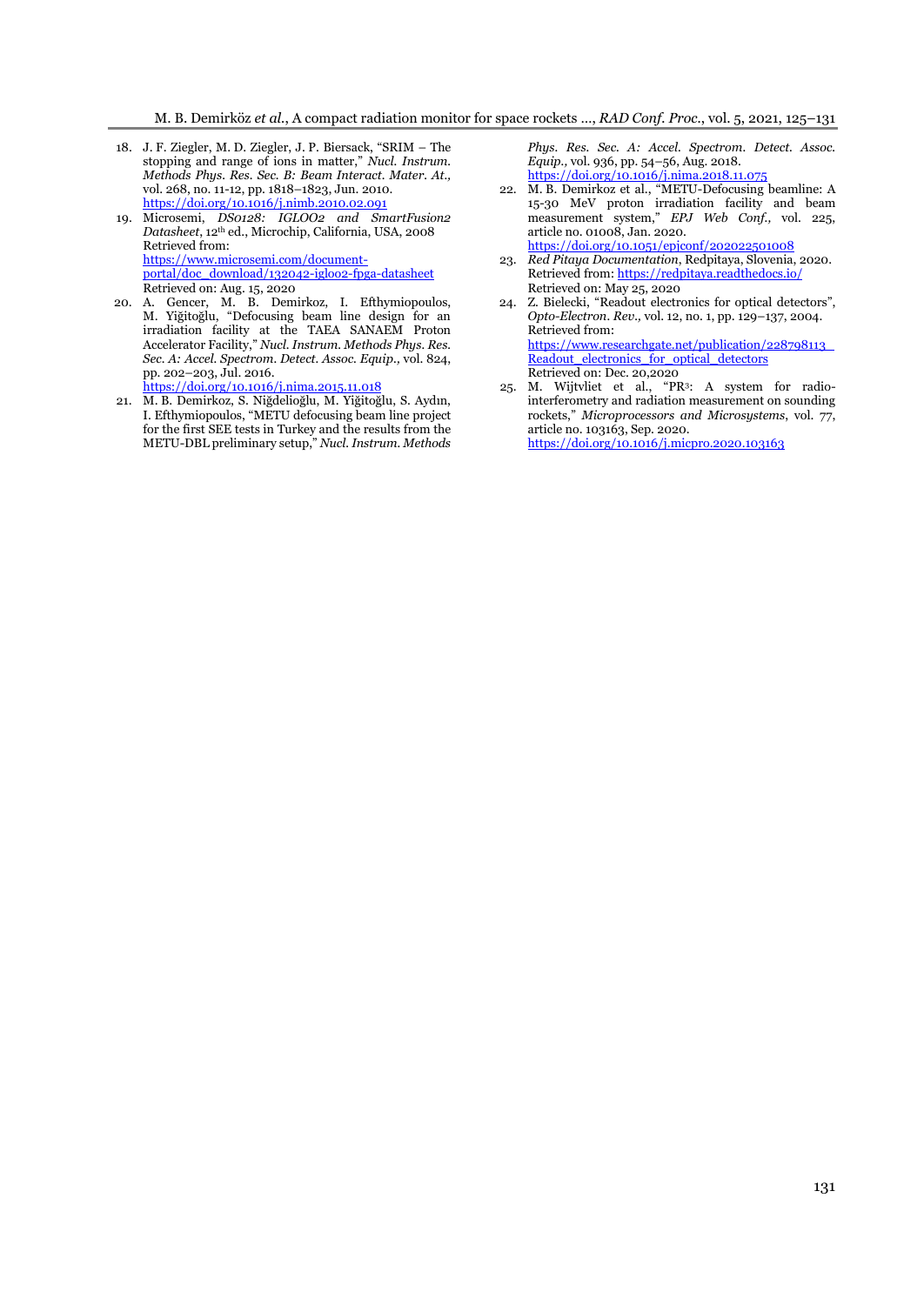18. J. F. Ziegler, M. D. Ziegler, J. P. Biersack, "SRIM – The stopping and range of ions in matter," *Nucl. Instrum. Methods Phys. Res. Sec. B: Beam Interact. Mater. At.,* vol. 268, no. 11-12, pp. 1818–1823, Jun. 2010. https://doi.org/10.1016/j.nimb.2010.02.091
19. Microsemi, *DS0128: IGLOO2 and SmartFusion2 Datasheet*, 12th ed., Microchip, California, USA, 2008 Retrieved from: https://www.microsemi.com/document-portal/doc_download/132042-igloo2-fpga-datasheet Retrieved on: Aug. 15, 2020
20. A. Gencer, M. B. Demirkoz, I. Efthymiopoulos, M. Yiğitoğlu, "Defocusing beam line design for an irradiation facility at the TAEA SANAEM Proton Accelerator Facility," *Nucl. Instrum. Methods Phys. Res. Sec. A: Accel. Spectrom. Detect. Assoc. Equip.,* vol. 824, pp. 202–203, Jul. 2016. https://doi.org/10.1016/j.nima.2015.11.018
21. M. B. Demirkoz, S. Niğdelioğlu, M. Yiğitoğlu, S. Aydın, I. Efthymiopoulos, "METU defocusing beam line project for the first SEE tests in Turkey and the results from the METU-DBL preliminary setup," *Nucl. Instrum. Methods Phys. Res. Sec. A: Accel. Spectrom. Detect. Assoc. Equip.,* vol. 936, pp. 54–56, Aug. 2018. https://doi.org/10.1016/j.nima.2018.11.075
22. M. B. Demirkoz et al., "METU-Defocusing beamline: A 15-30 MeV proton irradiation facility and beam measurement system," *EPJ Web Conf.,* vol. 225, article no. 01008, Jan. 2020. https://doi.org/10.1051/epjconf/202022501008
23. *Red Pitaya Documentation*, Redpitaya, Slovenia, 2020. Retrieved from: https://redpitaya.readthedocs.io/ Retrieved on: May 25, 2020
24. Z. Bielecki, "Readout electronics for optical detectors", *Opto-Electron. Rev.,* vol. 12, no. 1, pp. 129–137, 2004. Retrieved from: https://www.researchgate.net/publication/228798113_Readout_electronics_for_optical_detectors Retrieved on: Dec. 20,2020
25. M. Wijtvliet et al., "PR$^3$: A system for radio-interferometry and radiation measurement on sounding rockets," *Microprocessors and Microsystems*, vol. 77, article no. 103163, Sep. 2020. https://doi.org/10.1016/j.micpro.2020.103163